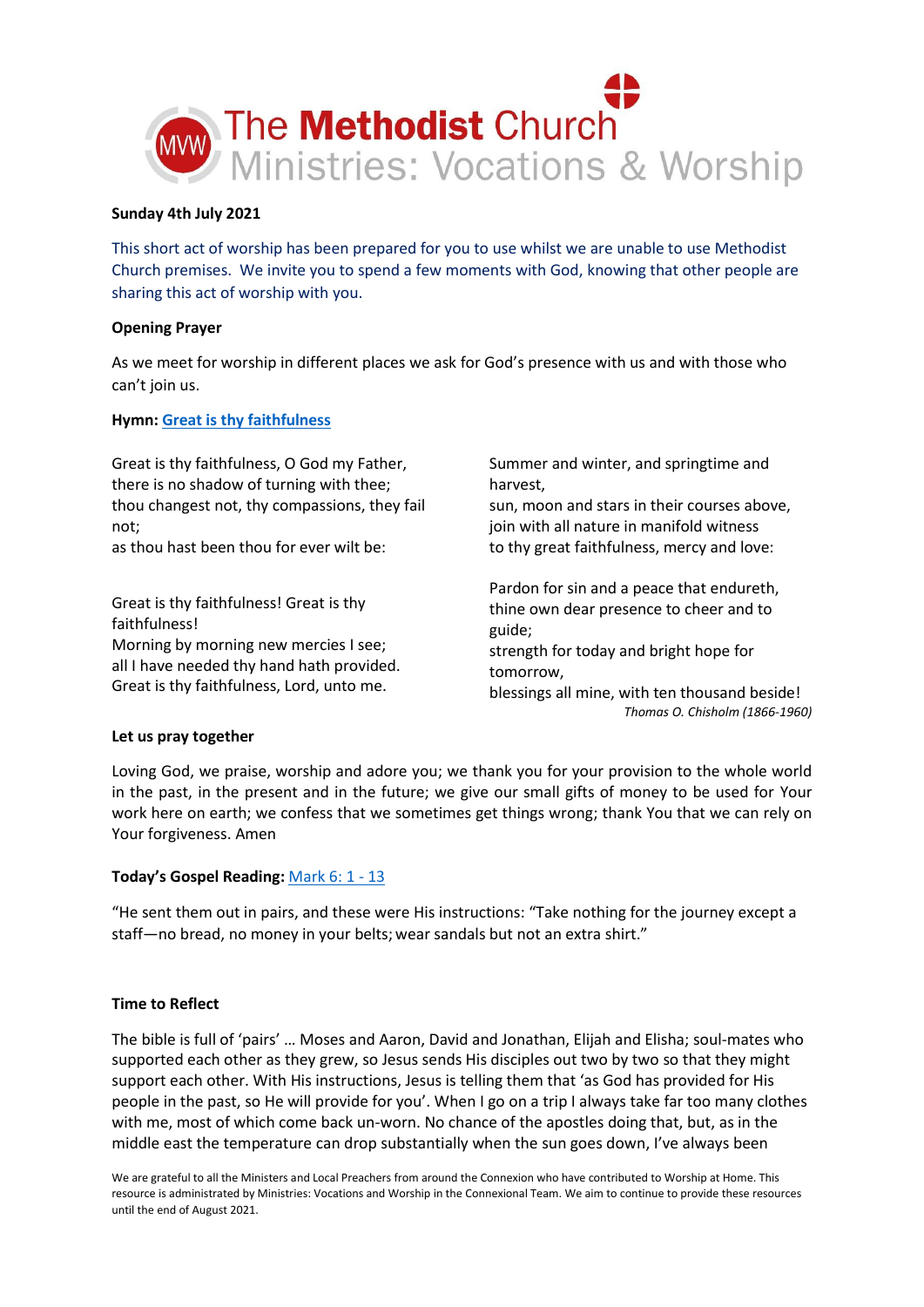# The **Methodist** Church
## Ministries: Vocations & Worship

**Sunday 4th July 2021**

This short act of worship has been prepared for you to use whilst we are unable to use Methodist Church premises. We invite you to spend a few moments with God, knowing that other people are sharing this act of worship with you.

**Opening Prayer**

As we meet for worship in different places we ask for God's presence with us and with those who can't join us.

**Hymn: Great is thy faithfulness**

Great is thy faithfulness, O God my Father,
there is no shadow of turning with thee;
thou changest not, thy compassions, they fail not;
as thou hast been thou for ever wilt be:

Great is thy faithfulness! Great is thy faithfulness!
Morning by morning new mercies I see;
all I have needed thy hand hath provided.
Great is thy faithfulness, Lord, unto me.

Summer and winter, and springtime and harvest,
sun, moon and stars in their courses above,
join with all nature in manifold witness
to thy great faithfulness, mercy and love:

Pardon for sin and a peace that endureth,
thine own dear presence to cheer and to guide;
strength for today and bright hope for tomorrow,
blessings all mine, with ten thousand beside!

*Thomas O. Chisholm (1866-1960)*

**Let us pray together**

Loving God, we praise, worship and adore you; we thank you for your provision to the whole world in the past, in the present and in the future; we give our small gifts of money to be used for Your work here on earth; we confess that we sometimes get things wrong; thank You that we can rely on Your forgiveness. Amen

**Today's Gospel Reading:** Mark 6: 1 - 13

"He sent them out in pairs, and these were His instructions: "Take nothing for the journey except a staff—no bread, no money in your belts; wear sandals but not an extra shirt."

**Time to Reflect**

The bible is full of 'pairs' … Moses and Aaron, David and Jonathan, Elijah and Elisha; soul-mates who supported each other as they grew, so Jesus sends His disciples out two by two so that they might support each other. With His instructions, Jesus is telling them that 'as God has provided for His people in the past, so He will provide for you'. When I go on a trip I always take far too many clothes with me, most of which come back un-worn. No chance of the apostles doing that, but, as in the middle east the temperature can drop substantially when the sun goes down, I've always been

We are grateful to all the Ministers and Local Preachers from around the Connexion who have contributed to Worship at Home. This resource is administrated by Ministries: Vocations and Worship in the Connexional Team. We aim to continue to provide these resources until the end of August 2021.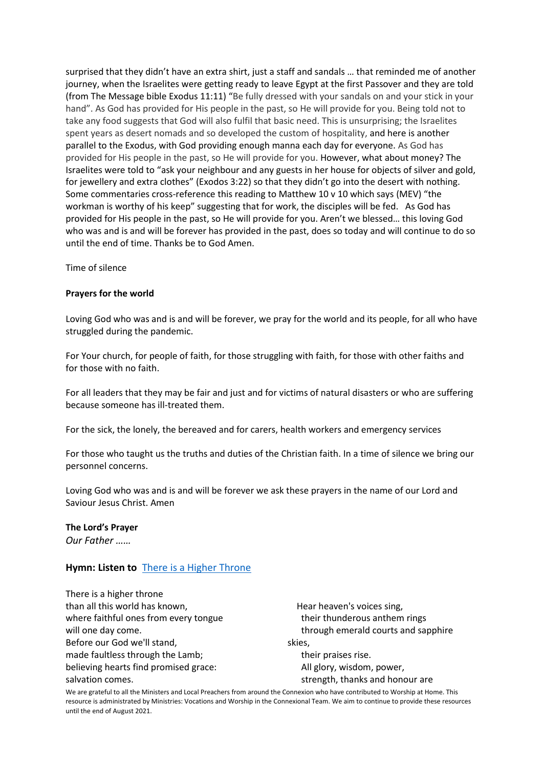surprised that they didn't have an extra shirt, just a staff and sandals … that reminded me of another journey, when the Israelites were getting ready to leave Egypt at the first Passover and they are told (from The Message bible Exodus 11:11) "Be fully dressed with your sandals on and your stick in your hand". As God has provided for His people in the past, so He will provide for you. Being told not to take any food suggests that God will also fulfil that basic need. This is unsurprising; the Israelites spent years as desert nomads and so developed the custom of hospitality, and here is another parallel to the Exodus, with God providing enough manna each day for everyone. As God has provided for His people in the past, so He will provide for you. However, what about money? The Israelites were told to "ask your neighbour and any guests in her house for objects of silver and gold, for jewellery and extra clothes" (Exodos 3:22) so that they didn't go into the desert with nothing. Some commentaries cross-reference this reading to Matthew 10 v 10 which says (MEV) "the workman is worthy of his keep" suggesting that for work, the disciples will be fed. As God has provided for His people in the past, so He will provide for you. Aren't we blessed… this loving God who was and is and will be forever has provided in the past, does so today and will continue to do so until the end of time. Thanks be to God Amen.

Time of silence

**Prayers for the world**

Loving God who was and is and will be forever, we pray for the world and its people, for all who have struggled during the pandemic.

For Your church, for people of faith, for those struggling with faith, for those with other faiths and for those with no faith.

For all leaders that they may be fair and just and for victims of natural disasters or who are suffering because someone has ill-treated them.

For the sick, the lonely, the bereaved and for carers, health workers and emergency services

For those who taught us the truths and duties of the Christian faith. In a time of silence we bring our personnel concerns.

Loving God who was and is and will be forever we ask these prayers in the name of our Lord and Saviour Jesus Christ. Amen

**The Lord's Prayer**
*Our Father ……*

### Hymn: Listen to There is a Higher Throne

There is a higher throne
than all this world has known,
where faithful ones from every tongue
will one day come.
Before our God we'll stand,
made faultless through the Lamb;
believing hearts find promised grace:
salvation comes.

Hear heaven's voices sing,
their thunderous anthem rings
through emerald courts and sapphire skies,
their praises rise.
All glory, wisdom, power,
strength, thanks and honour are

We are grateful to all the Ministers and Local Preachers from around the Connexion who have contributed to Worship at Home. This resource is administrated by Ministries: Vocations and Worship in the Connexional Team. We aim to continue to provide these resources until the end of August 2021.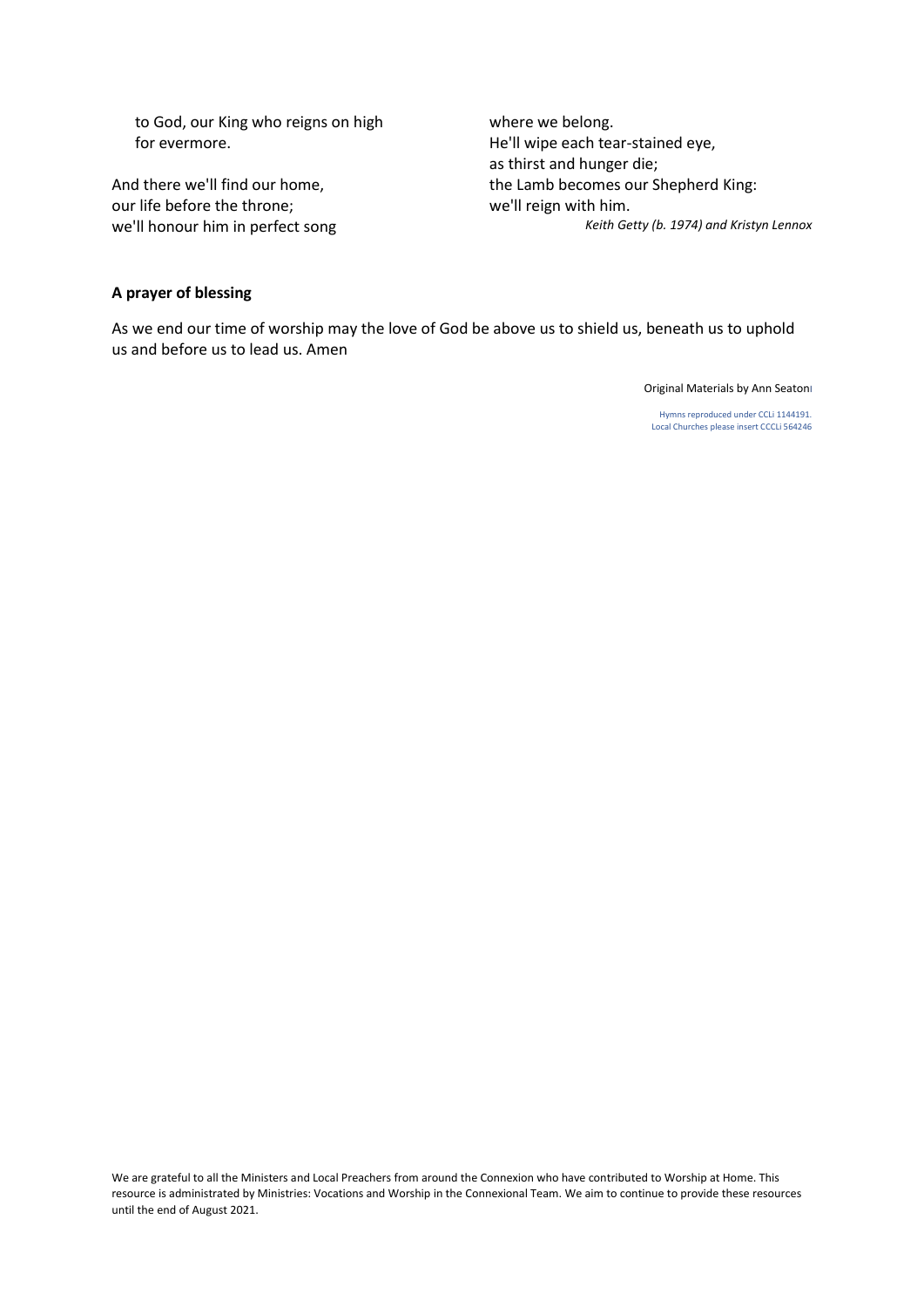to God, our King who reigns on high
for evermore.

And there we'll find our home,
our life before the throne;
we'll honour him in perfect song
where we belong.
He'll wipe each tear-stained eye,
as thirst and hunger die;
the Lamb becomes our Shepherd King:
we'll reign with him.

*Keith Getty (b. 1974) and Kristyn Lennox*

**A prayer of blessing**

As we end our time of worship may the love of God be above us to shield us, beneath us to uphold us and before us to lead us. Amen

Original Materials by Ann Seaton

Hymns reproduced under CCLi 1144191.
Local Churches please insert CCCLi 564246

We are grateful to all the Ministers and Local Preachers from around the Connexion who have contributed to Worship at Home. This resource is administrated by Ministries: Vocations and Worship in the Connexional Team. We aim to continue to provide these resources until the end of August 2021.